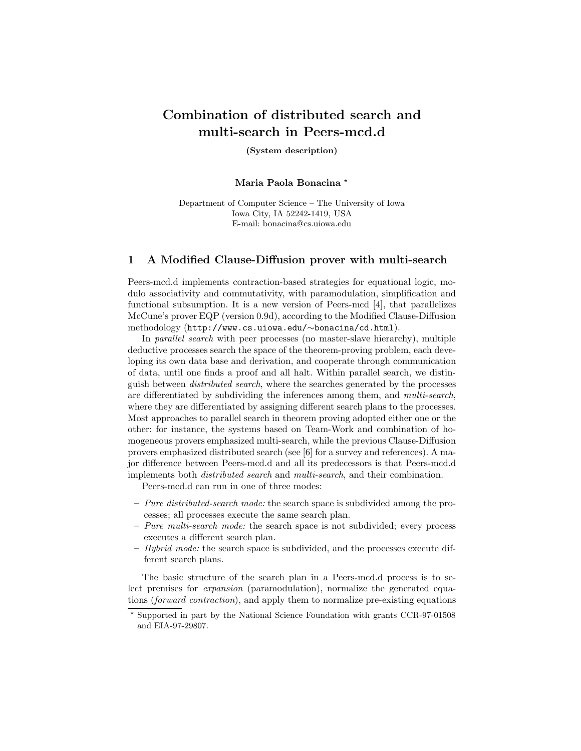// Combination of distributed search and multi-search in Peers-mcd.d

**(System description)**

**Maria Paola Bonacina** *

Department of Computer Science – The University of Iowa
Iowa City, IA 52242-1419, USA
E-mail: bonacina@cs.uiowa.edu

## 1 A Modified Clause-Diffusion prover with multi-search

Peers-mcd.d implements contraction-based strategies for equational logic, modulo associativity and commutativity, with paramodulation, simplification and functional subsumption. It is a new version of Peers-mcd [4], that parallelizes McCune's prover EQP (version 0.9d), according to the Modified Clause-Diffusion methodology (`http://www.cs.uiowa.edu/∼bonacina/cd.html`).

In *parallel search* with peer processes (no master-slave hierarchy), multiple deductive processes search the space of the theorem-proving problem, each developing its own data base and derivation, and cooperate through communication of data, until one finds a proof and all halt. Within parallel search, we distinguish between *distributed search*, where the searches generated by the processes are differentiated by subdividing the inferences among them, and *multi-search*, where they are differentiated by assigning different search plans to the processes. Most approaches to parallel search in theorem proving adopted either one or the other: for instance, the systems based on Team-Work and combination of homogeneous provers emphasized multi-search, while the previous Clause-Diffusion provers emphasized distributed search (see [6] for a survey and references). A major difference between Peers-mcd.d and all its predecessors is that Peers-mcd.d implements both *distributed search* and *multi-search*, and their combination.

Peers-mcd.d can run in one of three modes:

- *Pure distributed-search mode:* the search space is subdivided among the processes; all processes execute the same search plan.
- *Pure multi-search mode:* the search space is not subdivided; every process executes a different search plan.
- *Hybrid mode:* the search space is subdivided, and the processes execute different search plans.

The basic structure of the search plan in a Peers-mcd.d process is to select premises for *expansion* (paramodulation), normalize the generated equations (*forward contraction*), and apply them to normalize pre-existing equations

* Supported in part by the National Science Foundation with grants CCR-97-01508 and EIA-97-29807.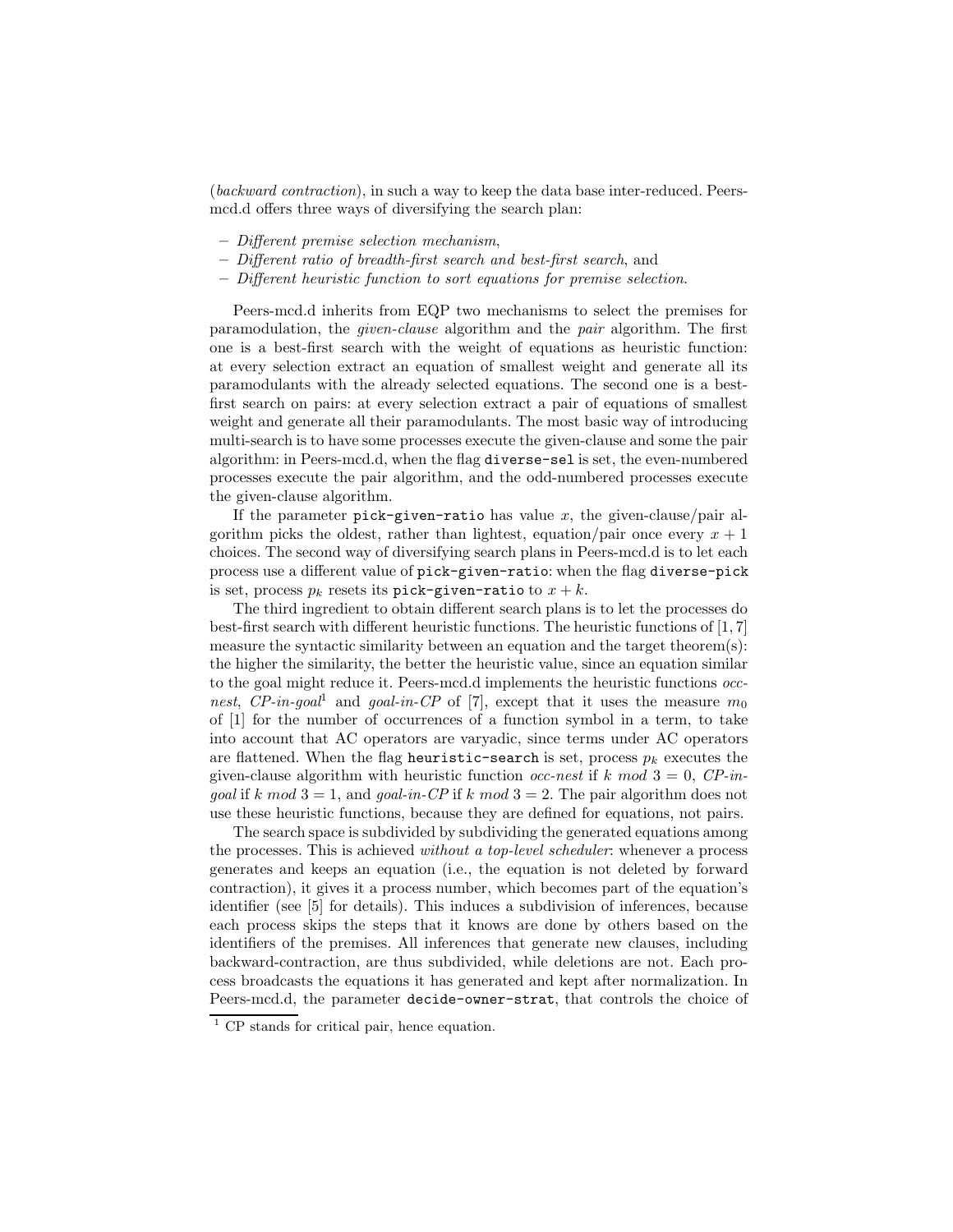(*backward contraction*), in such a way to keep the data base inter-reduced. Peers-mcd.d offers three ways of diversifying the search plan:

- *Different premise selection mechanism*,
- *Different ratio of breadth-first search and best-first search*, and
- *Different heuristic function to sort equations for premise selection*.

Peers-mcd.d inherits from EQP two mechanisms to select the premises for paramodulation, the *given-clause* algorithm and the *pair* algorithm. The first one is a best-first search with the weight of equations as heuristic function: at every selection extract an equation of smallest weight and generate all its paramodulants with the already selected equations. The second one is a best-first search on pairs: at every selection extract a pair of equations of smallest weight and generate all their paramodulants. The most basic way of introducing multi-search is to have some processes execute the given-clause and some the pair algorithm: in Peers-mcd.d, when the flag `diverse-sel` is set, the even-numbered processes execute the pair algorithm, and the odd-numbered processes execute the given-clause algorithm.

If the parameter `pick-given-ratio` has value $x$, the given-clause/pair algorithm picks the oldest, rather than lightest, equation/pair once every $x+1$ choices. The second way of diversifying search plans in Peers-mcd.d is to let each process use a different value of `pick-given-ratio`: when the flag `diverse-pick` is set, process $p_k$ resets its `pick-given-ratio` to $x+k$.

The third ingredient to obtain different search plans is to let the processes do best-first search with different heuristic functions. The heuristic functions of [1, 7] measure the syntactic similarity between an equation and the target theorem(s): the higher the similarity, the better the heuristic value, since an equation similar to the goal might reduce it. Peers-mcd.d implements the heuristic functions *occ-nest*, *CP-in-goal*[1] and *goal-in-CP* of [7], except that it uses the measure $m_0$ of [1] for the number of occurrences of a function symbol in a term, to take into account that AC operators are varyadic, since terms under AC operators are flattened. When the flag `heuristic-search` is set, process $p_k$ executes the given-clause algorithm with heuristic function *occ-nest* if $k \bmod 3 = 0$, *CP-in-goal* if $k \bmod 3 = 1$, and *goal-in-CP* if $k \bmod 3 = 2$. The pair algorithm does not use these heuristic functions, because they are defined for equations, not pairs.

The search space is subdivided by subdividing the generated equations among the processes. This is achieved *without a top-level scheduler*: whenever a process generates and keeps an equation (i.e., the equation is not deleted by forward contraction), it gives it a process number, which becomes part of the equation's identifier (see [5] for details). This induces a subdivision of inferences, because each process skips the steps that it knows are done by others based on the identifiers of the premises. All inferences that generate new clauses, including backward-contraction, are thus subdivided, while deletions are not. Each process broadcasts the equations it has generated and kept after normalization. In Peers-mcd.d, the parameter `decide-owner-strat`, that controls the choice of

[1] CP stands for critical pair, hence equation.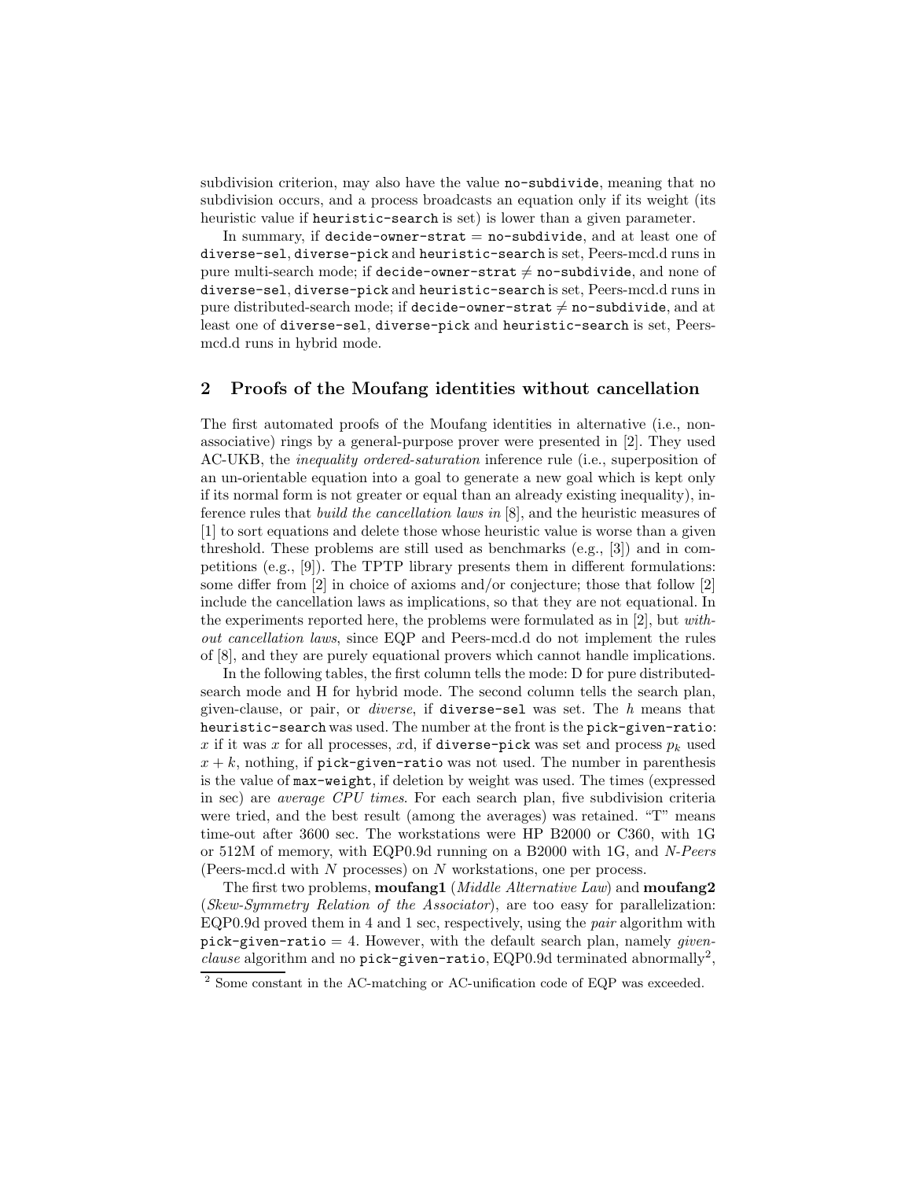subdivision criterion, may also have the value `no-subdivide`, meaning that no subdivision occurs, and a process broadcasts an equation only if its weight (its heuristic value if `heuristic-search` is set) is lower than a given parameter.

In summary, if `decide-owner-strat` = `no-subdivide`, and at least one of `diverse-sel`, `diverse-pick` and `heuristic-search` is set, Peers-mcd.d runs in pure multi-search mode; if `decide-owner-strat` ≠ `no-subdivide`, and none of `diverse-sel`, `diverse-pick` and `heuristic-search` is set, Peers-mcd.d runs in pure distributed-search mode; if `decide-owner-strat` ≠ `no-subdivide`, and at least one of `diverse-sel`, `diverse-pick` and `heuristic-search` is set, Peers-mcd.d runs in hybrid mode.

## 2 Proofs of the Moufang identities without cancellation

The first automated proofs of the Moufang identities in alternative (i.e., non-associative) rings by a general-purpose prover were presented in [2]. They used AC-UKB, the *inequality ordered-saturation* inference rule (i.e., superposition of an un-orientable equation into a goal to generate a new goal which is kept only if its normal form is not greater or equal than an already existing inequality), inference rules that *build the cancellation laws in* [8], and the heuristic measures of [1] to sort equations and delete those whose heuristic value is worse than a given threshold. These problems are still used as benchmarks (e.g., [3]) and in competitions (e.g., [9]). The TPTP library presents them in different formulations: some differ from [2] in choice of axioms and/or conjecture; those that follow [2] include the cancellation laws as implications, so that they are not equational. In the experiments reported here, the problems were formulated as in [2], but *without cancellation laws*, since EQP and Peers-mcd.d do not implement the rules of [8], and they are purely equational provers which cannot handle implications.

In the following tables, the first column tells the mode: D for pure distributed-search mode and H for hybrid mode. The second column tells the search plan, given-clause, or pair, or *diverse*, if `diverse-sel` was set. The $h$ means that `heuristic-search` was used. The number at the front is the `pick-given-ratio`: $x$ if it was $x$ for all processes, $x$d, if `diverse-pick` was set and process $p_k$ used $x + k$, nothing, if `pick-given-ratio` was not used. The number in parenthesis is the value of `max-weight`, if deletion by weight was used. The times (expressed in sec) are *average CPU times*. For each search plan, five subdivision criteria were tried, and the best result (among the averages) was retained. "T" means time-out after 3600 sec. The workstations were HP B2000 or C360, with 1G or 512M of memory, with EQP0.9d running on a B2000 with 1G, and *N-Peers* (Peers-mcd.d with $N$ processes) on $N$ workstations, one per process.

The first two problems, **moufang1** (*Middle Alternative Law*) and **moufang2** (*Skew-Symmetry Relation of the Associator*), are too easy for parallelization: EQP0.9d proved them in 4 and 1 sec, respectively, using the *pair* algorithm with `pick-given-ratio` = 4. However, with the default search plan, namely *given-clause* algorithm and no `pick-given-ratio`, EQP0.9d terminated abnormally[2],

[2] Some constant in the AC-matching or AC-unification code of EQP was exceeded.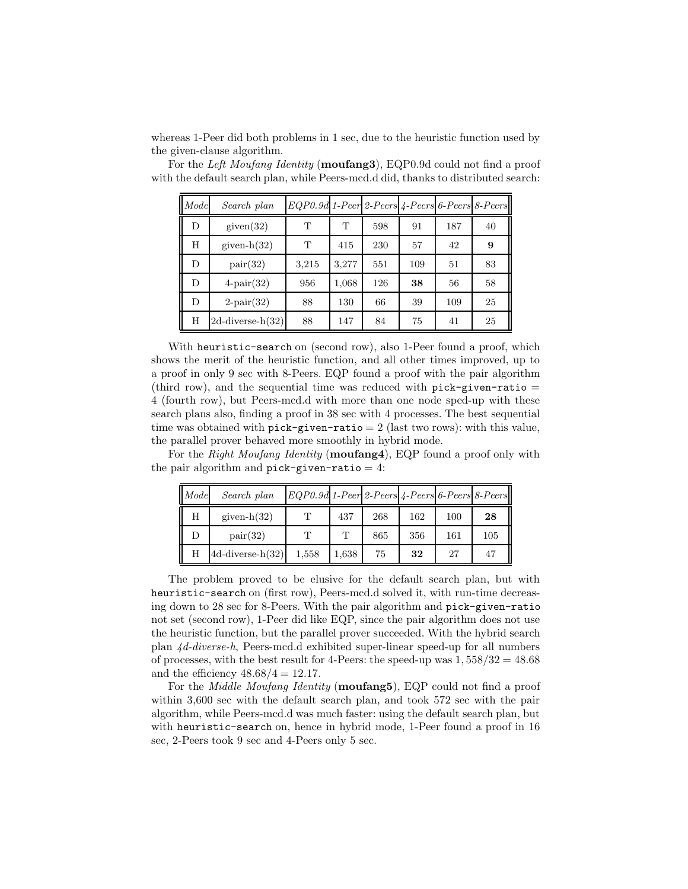whereas 1-Peer did both problems in 1 sec, due to the heuristic function used by the given-clause algorithm.

For the *Left Moufang Identity* (**moufang3**), EQP0.9d could not find a proof with the default search plan, while Peers-mcd.d did, thanks to distributed search:

| *Mode* | *Search plan* | *EQP0.9d* | *1-Peer* | *2-Peers* | *4-Peers* | *6-Peers* | *8-Peers* |
|---|---|---|---|---|---|---|---|
| D | given(32) | T | T | 598 | 91 | 187 | 40 |
| H | given-h(32) | T | 415 | 230 | 57 | 42 | **9** |
| D | pair(32) | 3,215 | 3,277 | 551 | 109 | 51 | 83 |
| D | 4-pair(32) | 956 | 1,068 | 126 | **38** | 56 | 58 |
| D | 2-pair(32) | 88 | 130 | 66 | 39 | 109 | 25 |
| H | 2d-diverse-h(32) | 88 | 147 | 84 | 75 | 41 | 25 |

With `heuristic-search` on (second row), also 1-Peer found a proof, which shows the merit of the heuristic function, and all other times improved, up to a proof in only 9 sec with 8-Peers. EQP found a proof with the pair algorithm (third row), and the sequential time was reduced with `pick-given-ratio` $=$ 4 (fourth row), but Peers-mcd.d with more than one node sped-up with these search plans also, finding a proof in 38 sec with 4 processes. The best sequential time was obtained with `pick-given-ratio` $= 2$ (last two rows): with this value, the parallel prover behaved more smoothly in hybrid mode.

For the *Right Moufang Identity* (**moufang4**), EQP found a proof only with the pair algorithm and `pick-given-ratio` $= 4$:

| *Mode* | *Search plan* | *EQP0.9d* | *1-Peer* | *2-Peers* | *4-Peers* | *6-Peers* | *8-Peers* |
|---|---|---|---|---|---|---|---|
| H | given-h(32) | T | 437 | 268 | 162 | 100 | **28** |
| D | pair(32) | T | T | 865 | 356 | 161 | 105 |
| H | 4d-diverse-h(32) | 1,558 | 1,638 | 75 | **32** | 27 | 47 |

The problem proved to be elusive for the default search plan, but with `heuristic-search` on (first row), Peers-mcd.d solved it, with run-time decreasing down to 28 sec for 8-Peers. With the pair algorithm and `pick-given-ratio` not set (second row), 1-Peer did like EQP, since the pair algorithm does not use the heuristic function, but the parallel prover succeeded. With the hybrid search plan *4d-diverse-h*, Peers-mcd.d exhibited super-linear speed-up for all numbers of processes, with the best result for 4-Peers: the speed-up was $1,558/32 = 48.68$ and the efficiency $48.68/4 = 12.17$.

For the *Middle Moufang Identity* (**moufang5**), EQP could not find a proof within 3,600 sec with the default search plan, and took 572 sec with the pair algorithm, while Peers-mcd.d was much faster: using the default search plan, but with `heuristic-search` on, hence in hybrid mode, 1-Peer found a proof in 16 sec, 2-Peers took 9 sec and 4-Peers only 5 sec.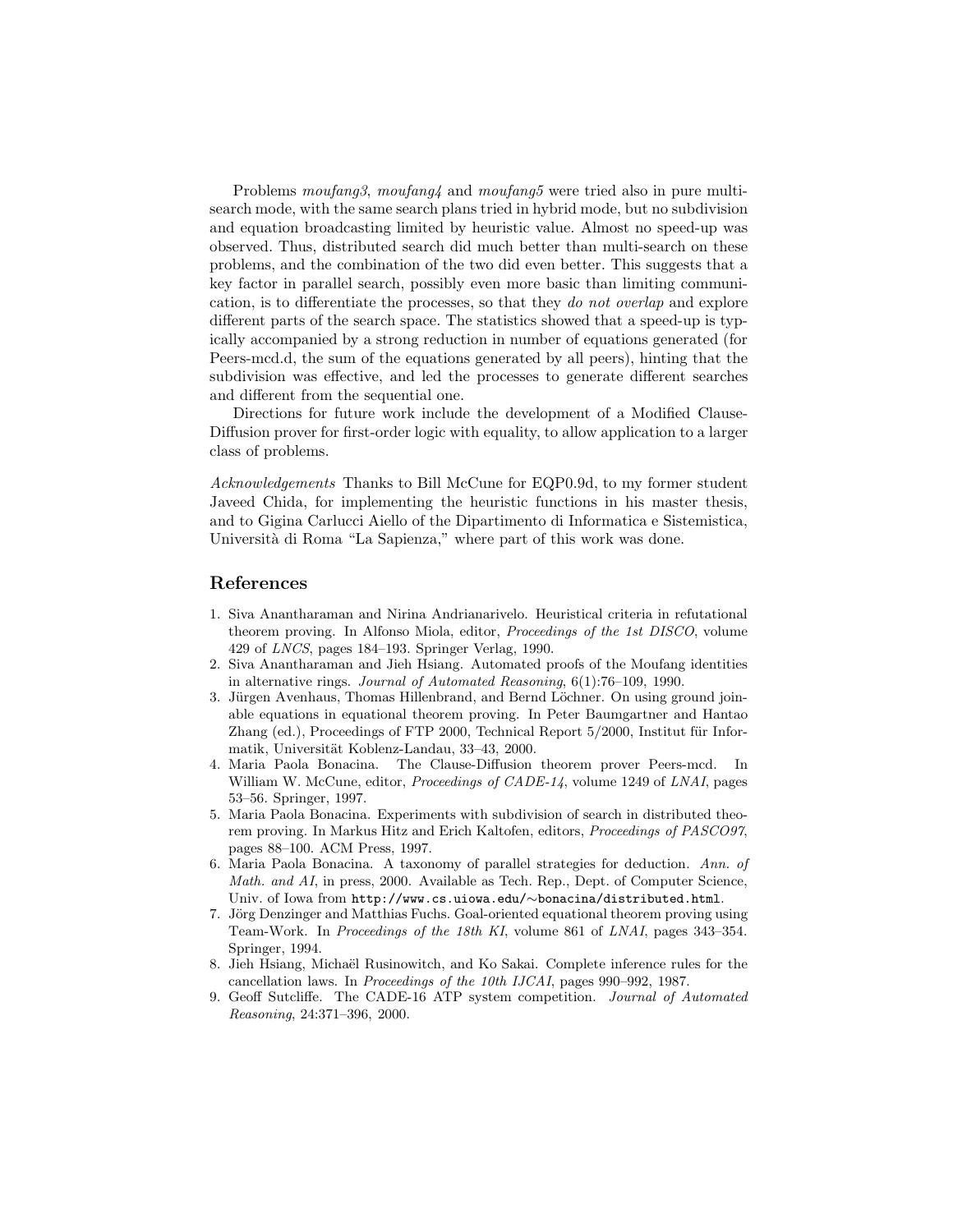Problems *moufang3*, *moufang4* and *moufang5* were tried also in pure multi-search mode, with the same search plans tried in hybrid mode, but no subdivision and equation broadcasting limited by heuristic value. Almost no speed-up was observed. Thus, distributed search did much better than multi-search on these problems, and the combination of the two did even better. This suggests that a key factor in parallel search, possibly even more basic than limiting communication, is to differentiate the processes, so that they *do not overlap* and explore different parts of the search space. The statistics showed that a speed-up is typically accompanied by a strong reduction in number of equations generated (for Peers-mcd.d, the sum of the equations generated by all peers), hinting that the subdivision was effective, and led the processes to generate different searches and different from the sequential one.

Directions for future work include the development of a Modified Clause-Diffusion prover for first-order logic with equality, to allow application to a larger class of problems.

*Acknowledgements* Thanks to Bill McCune for EQP0.9d, to my former student Javeed Chida, for implementing the heuristic functions in his master thesis, and to Gigina Carlucci Aiello of the Dipartimento di Informatica e Sistemistica, Università di Roma "La Sapienza," where part of this work was done.

## References

1. Siva Anantharaman and Nirina Andrianarivelo. Heuristical criteria in refutational theorem proving. In Alfonso Miola, editor, *Proceedings of the 1st DISCO*, volume 429 of *LNCS*, pages 184–193. Springer Verlag, 1990.
2. Siva Anantharaman and Jieh Hsiang. Automated proofs of the Moufang identities in alternative rings. *Journal of Automated Reasoning*, 6(1):76–109, 1990.
3. Jürgen Avenhaus, Thomas Hillenbrand, and Bernd Löchner. On using ground joinable equations in equational theorem proving. In Peter Baumgartner and Hantao Zhang (ed.), Proceedings of FTP 2000, Technical Report 5/2000, Institut für Informatik, Universität Koblenz-Landau, 33–43, 2000.
4. Maria Paola Bonacina. The Clause-Diffusion theorem prover Peers-mcd. In William W. McCune, editor, *Proceedings of CADE-14*, volume 1249 of *LNAI*, pages 53–56. Springer, 1997.
5. Maria Paola Bonacina. Experiments with subdivision of search in distributed theorem proving. In Markus Hitz and Erich Kaltofen, editors, *Proceedings of PASCO97*, pages 88–100. ACM Press, 1997.
6. Maria Paola Bonacina. A taxonomy of parallel strategies for deduction. *Ann. of Math. and AI*, in press, 2000. Available as Tech. Rep., Dept. of Computer Science, Univ. of Iowa from `http://www.cs.uiowa.edu/~bonacina/distributed.html`.
7. Jörg Denzinger and Matthias Fuchs. Goal-oriented equational theorem proving using Team-Work. In *Proceedings of the 18th KI*, volume 861 of *LNAI*, pages 343–354. Springer, 1994.
8. Jieh Hsiang, Michaël Rusinowitch, and Ko Sakai. Complete inference rules for the cancellation laws. In *Proceedings of the 10th IJCAI*, pages 990–992, 1987.
9. Geoff Sutcliffe. The CADE-16 ATP system competition. *Journal of Automated Reasoning*, 24:371–396, 2000.